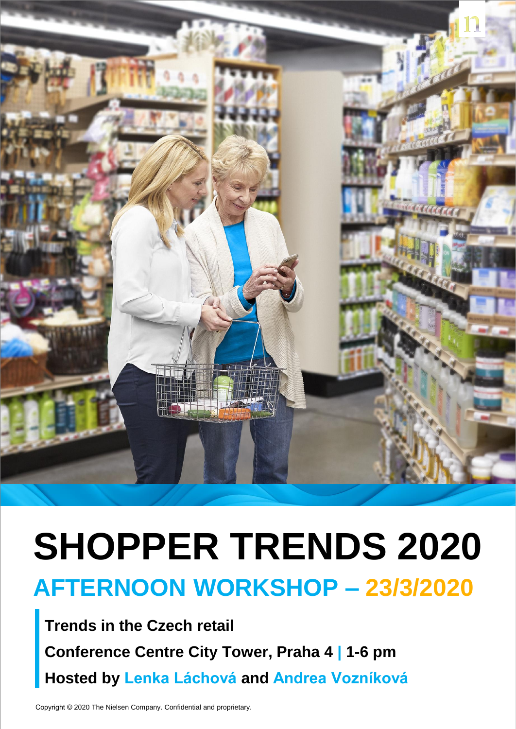# SHOPPER TRENDS 2020

## AFTERNOON WORKSHOP – 23/3/2020

**Trends in the Czech retail**

**Conference Centre City Tower, Praha 4 | 1-6 pm**

**Hosted by Lenka Láchová and Andrea Vozníková**

Copyright © 2020 The Nielsen Company. Confidential and proprietary.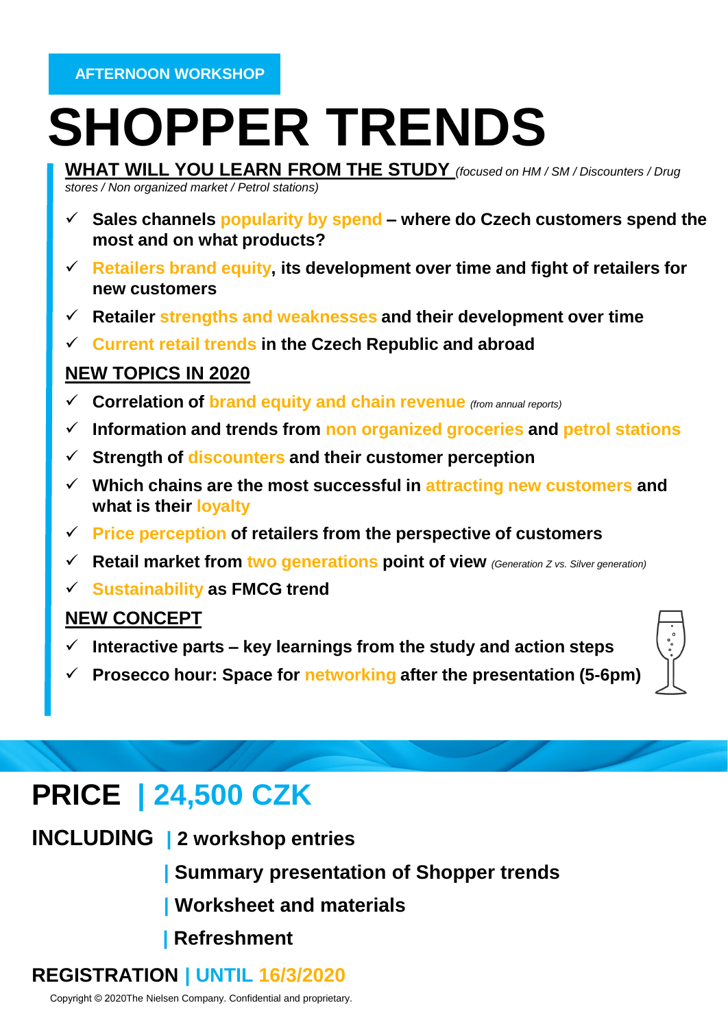AFTERNOON WORKSHOP

# SHOPPER TRENDS

**WHAT WILL YOU LEARN FROM THE STUDY** *(focused on HM / SM / Discounters / Drug stores / Non organized market / Petrol stations)*

- ✓ **Sales channels popularity by spend – where do Czech customers spend the most and on what products?**
- ✓ **Retailers brand equity, its development over time and fight of retailers for new customers**
- ✓ **Retailer strengths and weaknesses and their development over time**
- ✓ **Current retail trends in the Czech Republic and abroad**

**NEW TOPICS IN 2020**

- ✓ **Correlation of brand equity and chain revenue** *(from annual reports)*
- ✓ **Information and trends from non organized groceries and petrol stations**
- ✓ **Strength of discounters and their customer perception**
- ✓ **Which chains are the most successful in attracting new customers and what is their loyalty**
- ✓ **Price perception of retailers from the perspective of customers**
- ✓ **Retail market from two generations point of view** *(Generation Z vs. Silver generation)*
- ✓ **Sustainability as FMCG trend**

**NEW CONCEPT**

- ✓ **Interactive parts – key learnings from the study and action steps**
- ✓ **Prosecco hour: Space for networking after the presentation (5-6pm)**

## PRICE | 24,500 CZK

**INCLUDING** | **2 workshop entries**
| **Summary presentation of Shopper trends**
| **Worksheet and materials**
| **Refreshment**

**REGISTRATION | UNTIL 16/3/2020**

Copyright © 2020The Nielsen Company. Confidential and proprietary.